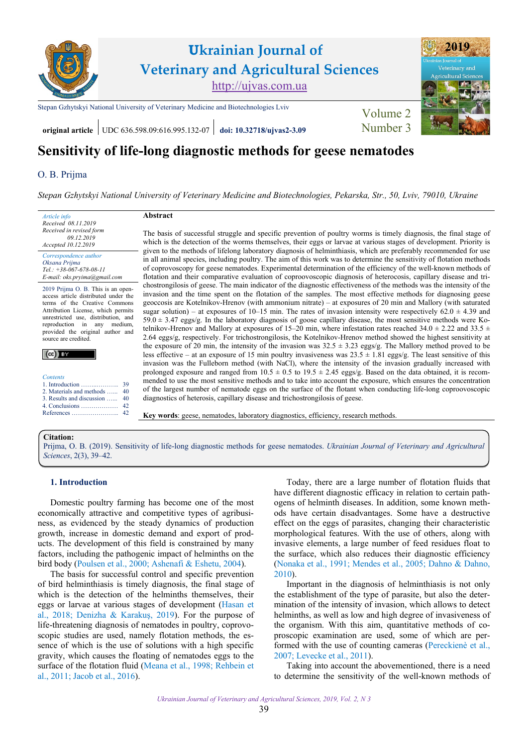Ukrainian Journal of Veterinary and Agricultural Sciences
http://ujvas.com.ua

Stepan Gzhytskyi National University of Veterinary Medicine and Biotechnologies Lviv

Volume 2 Number 3

**original article** | UDC 636.598.09:616.995.132-07 | **doi: 10.32718/ujvas2-3.09**

# Sensitivity of life-long diagnostic methods for geese nematodes

O. B. Prijma

*Stepan Gzhytskyi National University of Veterinary Medicine and Biotechnologies, Pekarska, Str., 50, Lviv, 79010, Ukraine*

*Article info*
*Received 08.11.2019*
*Received in revised form 09.12.2019*
*Accepted 10.12.2019*

*Correspondence author*
*Oksana Prijma*
*Tel.: +38-067-678-08-11*
*E-mail: oks.pryima@gmail.com*

2019 Prijma O. B. This is an open-access article distributed under the terms of the Creative Commons Attribution License, which permits unrestricted use, distribution, and reproduction in any medium, provided the original author and source are credited.

*Contents*
1. Introduction ........................ 39
2. Materials and methods ...... 40
3. Results and discussion ...... 40
4. Conclusions ..................... 42
References ........................... 42

**Abstract**

The basis of successful struggle and specific prevention of poultry worms is timely diagnosis, the final stage of which is the detection of the worms themselves, their eggs or larvae at various stages of development. Priority is given to the methods of lifelong laboratory diagnosis of helminthiasis, which are preferably recommended for use in all animal species, including poultry. The aim of this work was to determine the sensitivity of flotation methods of coprovoscopy for geese nematodes. Experimental determination of the efficiency of the well-known methods of flotation and their comparative evaluation of coproovoscopic diagnosis of heterocosis, capillary disease and trichostrongilosis of geese. The main indicator of the diagnostic effectiveness of the methods was the intensity of the invasion and the time spent on the flotation of the samples. The most effective methods for diagnosing geese geoccosis are Kotelnikov-Hrenov (with ammonium nitrate) – at exposures of 20 min and Mallory (with saturated sugar solution) – at exposures of 10–15 min. The rates of invasion intensity were respectively 62.0 ± 4.39 and 59.0 ± 3.47 eggs/g. In the laboratory diagnosis of goose capillary disease, the most sensitive methods were Kotelnikov-Hrenov and Mallory at exposures of 15–20 min, where infestation rates reached 34.0 ± 2.22 and 33.5 ± 2.64 eggs/g, respectively. For trichostrongilosis, the Kotelnikov-Hrenov method showed the highest sensitivity at the exposure of 20 min, the intensity of the invasion was 32.5 ± 3.23 eggs/g. The Mallory method proved to be less effective – at an exposure of 15 min poultry invasiveness was 23.5 ± 1.81 eggs/g. The least sensitive of this invasion was the Fulleborn method (with NaCl), where the intensity of the invasion gradually increased with prolonged exposure and ranged from 10.5 ± 0.5 to 19.5 ± 2.45 eggs/g. Based on the data obtained, it is recommended to use the most sensitive methods and to take into account the exposure, which ensures the concentration of the largest number of nematode eggs on the surface of the flotant when conducting life-long coproovoscopic diagnostics of heterosis, capillary disease and trichostrongilosis of geese.

**Key words**: geese, nematodes, laboratory diagnostics, efficiency, research methods.

**Citation:**
Prijma, O. B. (2019). Sensitivity of life-long diagnostic methods for geese nematodes. *Ukrainian Journal of Veterinary and Agricultural Sciences*, 2(3), 39–42.

## 1. Introduction

Domestic poultry farming has become one of the most economically attractive and competitive types of agribusiness, as evidenced by the steady dynamics of production growth, increase in domestic demand and export of products. The development of this field is constrained by many factors, including the pathogenic impact of helminths on the bird body (Poulsen et al., 2000; Ashenafi & Eshetu, 2004).

The basis for successful control and specific prevention of bird helminthiasis is timely diagnosis, the final stage of which is the detection of the helminths themselves, their eggs or larvae at various stages of development (Hasan et al., 2018; Denizha & Karakuş, 2019). For the purpose of life-threatening diagnosis of nematodes in poultry, coproscopic studies are used, namely flotation methods, the essence of which is the use of solutions with a high specific gravity, which causes the floating of nematodes eggs to the surface of the flotation fluid (Meana et al., 1998; Rehbein et al., 2011; Jacob et al., 2016).

Today, there are a large number of flotation fluids that have different diagnostic efficacy in relation to certain pathogens of helminth diseases. In addition, some known methods have certain disadvantages. Some have a destructive effect on the eggs of parasites, changing their characteristic morphological features. With the use of others, along with invasive elements, a large number of feed residues float to the surface, which also reduces their diagnostic efficiency (Nonaka et al., 1991; Mendes et al., 2005; Dahno & Dahno, 2010).

Important in the diagnosis of helminthiasis is not only the establishment of the type of parasite, but also the determination of the intensity of invasion, which allows to detect helminths, as well as low and high degree of invasiveness of the organism. With this aim, quantitative methods of coproscopic examination are used, some of which are performed with the use of counting cameras (Pereckienė et al., 2007; Levecke et al., 2011).

Taking into account the abovementioned, there is a need to determine the sensitivity of the well-known methods of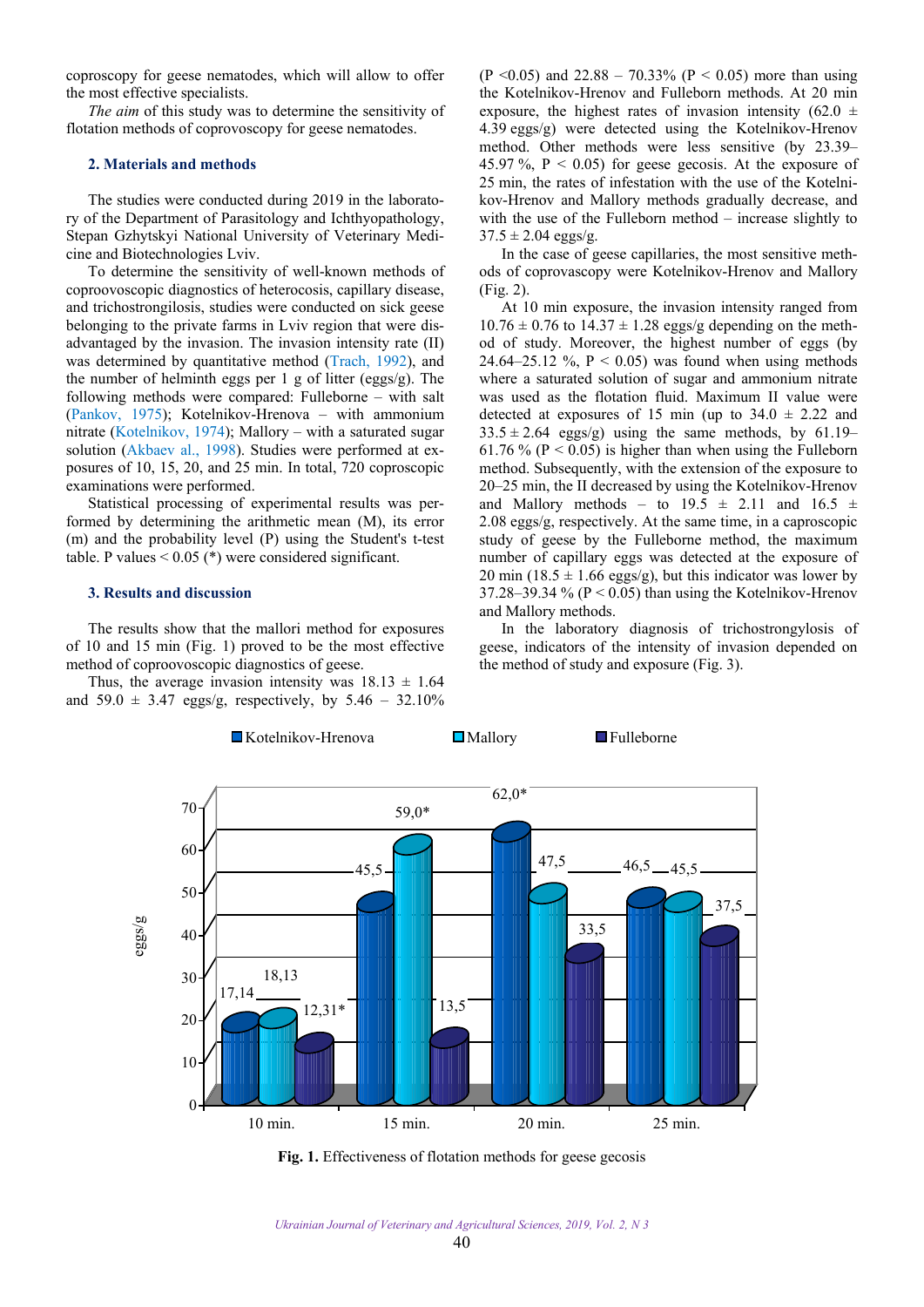coproscopy for geese nematodes, which will allow to offer the most effective specialists.

*The aim* of this study was to determine the sensitivity of flotation methods of coprovoscopy for geese nematodes.

## 2. Materials and methods

The studies were conducted during 2019 in the laboratory of the Department of Parasitology and Ichthyopathology, Stepan Gzhytskyi National University of Veterinary Medicine and Biotechnologies Lviv.

To determine the sensitivity of well-known methods of coproovoscopic diagnostics of heterocosis, capillary disease, and trichostrongilosis, studies were conducted on sick geese belonging to the private farms in Lviv region that were disadvantaged by the invasion. The invasion intensity rate (II) was determined by quantitative method (Trach, 1992), and the number of helminth eggs per 1 g of litter (eggs/g). The following methods were compared: Fulleborne – with salt (Pankov, 1975); Kotelnikov-Hrenova – with ammonium nitrate (Kotelnikov, 1974); Mallory – with a saturated sugar solution (Akbaev al., 1998). Studies were performed at exposures of 10, 15, 20, and 25 min. In total, 720 coproscopic examinations were performed.

Statistical processing of experimental results was performed by determining the arithmetic mean (M), its error (m) and the probability level (P) using the Student's t-test table. P values < 0.05 (*) were considered significant.

## 3. Results and discussion

The results show that the mallori method for exposures of 10 and 15 min (Fig. 1) proved to be the most effective method of coproovoscopic diagnostics of geese.

Thus, the average invasion intensity was 18.13 ± 1.64 and 59.0 ± 3.47 eggs/g, respectively, by 5.46 – 32.10% (P <0.05) and 22.88 – 70.33% (P < 0.05) more than using the Kotelnikov-Hrenov and Fulleborn methods. At 20 min exposure, the highest rates of invasion intensity (62.0 ± 4.39 eggs/g) were detected using the Kotelnikov-Hrenov method. Other methods were less sensitive (by 23.39–45.97 %, P < 0.05) for geese gecosis. At the exposure of 25 min, the rates of infestation with the use of the Kotelnikov-Hrenov and Mallory methods gradually decrease, and with the use of the Fulleborn method – increase slightly to 37.5 ± 2.04 eggs/g.

In the case of geese capillaries, the most sensitive methods of coprovascopy were Kotelnikov-Hrenov and Mallory (Fig. 2).

At 10 min exposure, the invasion intensity ranged from 10.76 ± 0.76 to 14.37 ± 1.28 eggs/g depending on the method of study. Moreover, the highest number of eggs (by 24.64–25.12 %, P < 0.05) was found when using methods where a saturated solution of sugar and ammonium nitrate was used as the flotation fluid. Maximum II value were detected at exposures of 15 min (up to 34.0 ± 2.22 and 33.5 ± 2.64 eggs/g) using the same methods, by 61.19–61.76 % (P < 0.05) is higher than when using the Fulleborn method. Subsequently, with the extension of the exposure to 20–25 min, the II decreased by using the Kotelnikov-Hrenov and Mallory methods – to 19.5 ± 2.11 and 16.5 ± 2.08 eggs/g, respectively. At the same time, in a caproscopic study of geese by the Fulleborne method, the maximum number of capillary eggs was detected at the exposure of 20 min (18.5 ± 1.66 eggs/g), but this indicator was lower by 37.28–39.34 % (P < 0.05) than using the Kotelnikov-Hrenov and Mallory methods.

In the laboratory diagnosis of trichostrongylosis of geese, indicators of the intensity of invasion depended on the method of study and exposure (Fig. 3).

| Exposure | Kotelnikov-Hrenova | Mallory | Fulleborne |
|---|---|---|---|
| 10 min. | 17,14 | 18,13 | 12,31* |
| 15 min. | 45,5 | 59,0* | 13,5 |
| 20 min. | 62,0* | 47,5 | 33,5 |
| 25 min. | 46,5 | 45,5 | 37,5 |

**Fig. 1.** Effectiveness of flotation methods for geese gecosis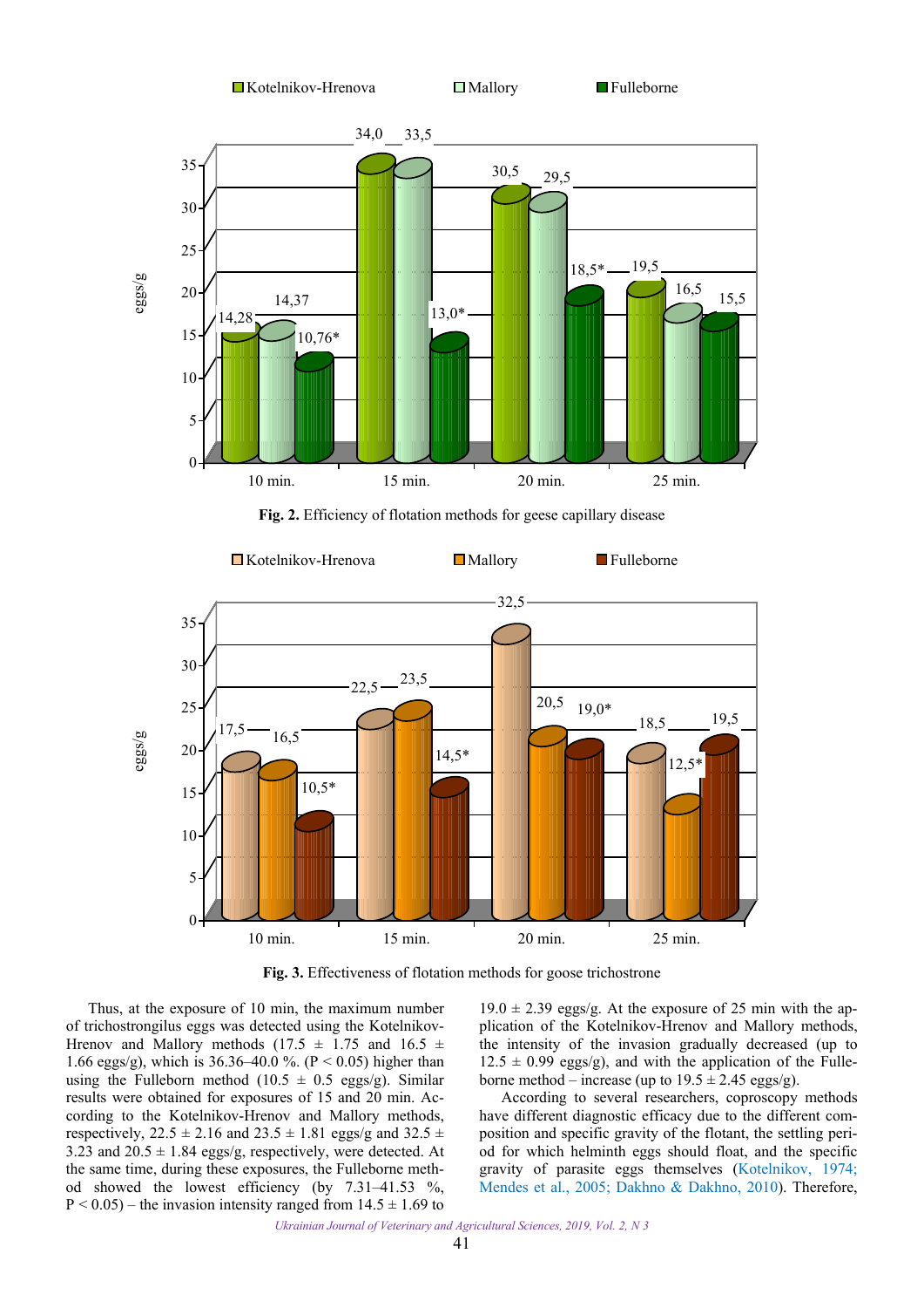**Fig. 2.** Efficiency of flotation methods for geese capillary disease

**Fig. 3.** Effectiveness of flotation methods for goose trichostrone

Thus, at the exposure of 10 min, the maximum number of trichostrongilus eggs was detected using the Kotelnikov-Hrenov and Mallory methods (17.5 ± 1.75 and 16.5 ± 1.66 eggs/g), which is 36.36–40.0 %. ($P < 0.05$) higher than using the Fulleborn method (10.5 ± 0.5 eggs/g). Similar results were obtained for exposures of 15 and 20 min. According to the Kotelnikov-Hrenov and Mallory methods, respectively, 22.5 ± 2.16 and 23.5 ± 1.81 eggs/g and 32.5 ± 3.23 and 20.5 ± 1.84 eggs/g, respectively, were detected. At the same time, during these exposures, the Fulleborne method showed the lowest efficiency (by 7.31–41.53 %, $P < 0.05$) – the invasion intensity ranged from 14.5 ± 1.69 to 19.0 ± 2.39 eggs/g. At the exposure of 25 min with the application of the Kotelnikov-Hrenov and Mallory methods, the intensity of the invasion gradually decreased (up to 12.5 ± 0.99 eggs/g), and with the application of the Fulleborne method – increase (up to 19.5 ± 2.45 eggs/g).

According to several researchers, coproscopy methods have different diagnostic efficacy due to the different composition and specific gravity of the flotant, the settling period for which helminth eggs should float, and the specific gravity of parasite eggs themselves (Kotelnikov, 1974; Mendes et al., 2005; Dakhno & Dakhno, 2010). Therefore,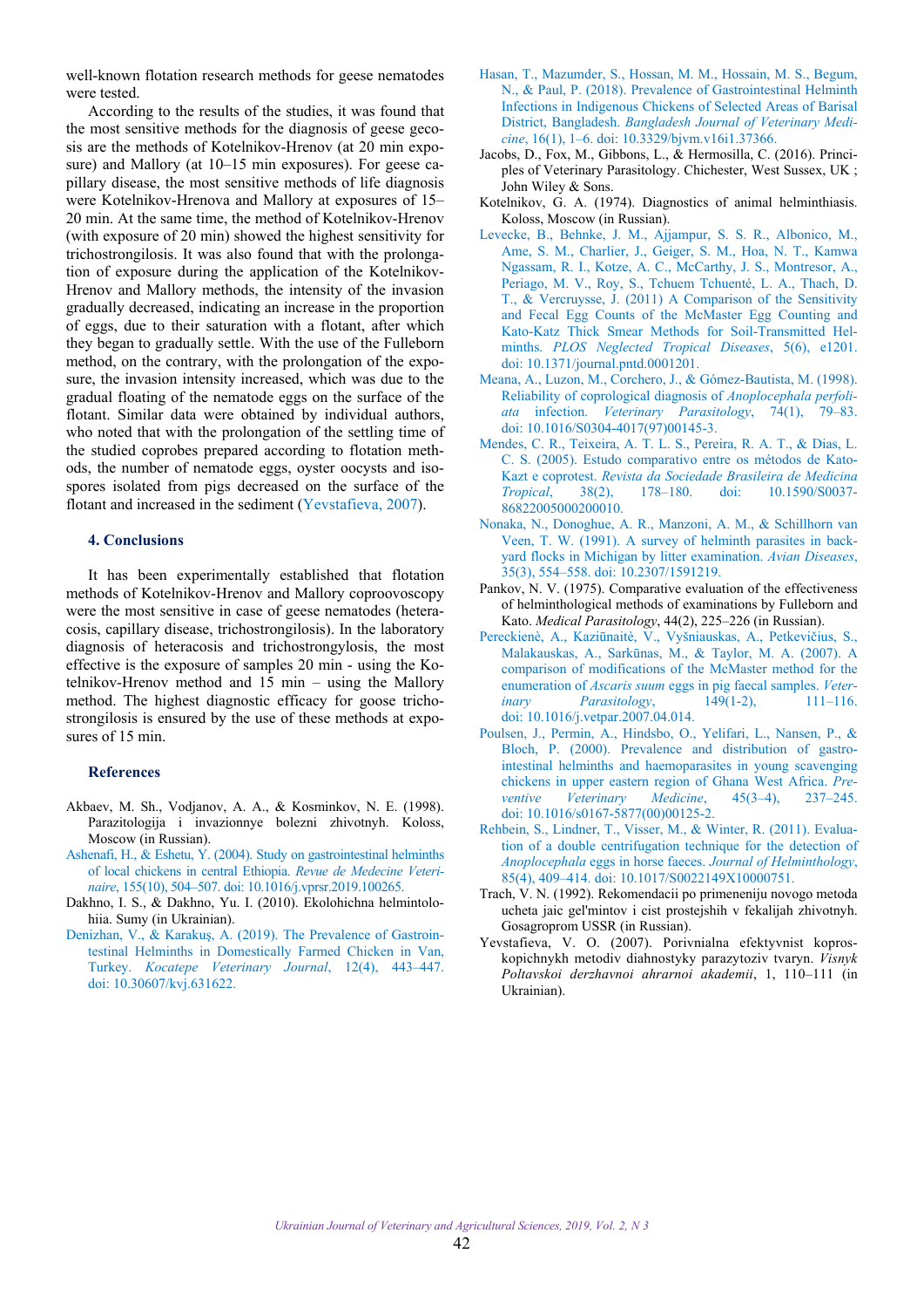well-known flotation research methods for geese nematodes were tested.

According to the results of the studies, it was found that the most sensitive methods for the diagnosis of geese gecosis are the methods of Kotelnikov-Hrenov (at 20 min exposure) and Mallory (at 10–15 min exposures). For geese capillary disease, the most sensitive methods of life diagnosis were Kotelnikov-Hrenova and Mallory at exposures of 15–20 min. At the same time, the method of Kotelnikov-Hrenov (with exposure of 20 min) showed the highest sensitivity for trichostrongilosis. It was also found that with the prolongation of exposure during the application of the Kotelnikov-Hrenov and Mallory methods, the intensity of the invasion gradually decreased, indicating an increase in the proportion of eggs, due to their saturation with a flotant, after which they began to gradually settle. With the use of the Fulleborn method, on the contrary, with the prolongation of the exposure, the invasion intensity increased, which was due to the gradual floating of the nematode eggs on the surface of the flotant. Similar data were obtained by individual authors, who noted that with the prolongation of the settling time of the studied coprobes prepared according to flotation methods, the number of nematode eggs, oyster oocysts and isospores isolated from pigs decreased on the surface of the flotant and increased in the sediment (Yevstafieva, 2007).

## 4. Conclusions

It has been experimentally established that flotation methods of Kotelnikov-Hrenov and Mallory coproovoscopy were the most sensitive in case of geese nematodes (heteracosis, capillary disease, trichostrongilosis). In the laboratory diagnosis of heteracosis and trichostrongylosis, the most effective is the exposure of samples 20 min - using the Kotelnikov-Hrenov method and 15 min – using the Mallory method. The highest diagnostic efficacy for goose trichostrongilosis is ensured by the use of these methods at exposures of 15 min.

## References

Akbaev, M. Sh., Vodjanov, A. A., & Kosminkov, N. E. (1998). Parazitologija i invazionnye bolezni zhivotnyh. Koloss, Moscow (in Russian).

Ashenafi, H., & Eshetu, Y. (2004). Study on gastrointestinal helminths of local chickens in central Ethiopia. *Revue de Medecine Veterinaire*, 155(10), 504–507. doi: 10.1016/j.vprsr.2019.100265.

Dakhno, I. S., & Dakhno, Yu. I. (2010). Ekolohichna helmintolohiia. Sumy (in Ukrainian).

Denizhan, V., & Karakuş, A. (2019). The Prevalence of Gastrointestinal Helminths in Domestically Farmed Chicken in Van, Turkey. *Kocatepe Veterinary Journal*, 12(4), 443–447. doi: 10.30607/kvj.631622.

Hasan, T., Mazumder, S., Hossan, M. M., Hossain, M. S., Begum, N., & Paul, P. (2018). Prevalence of Gastrointestinal Helminth Infections in Indigenous Chickens of Selected Areas of Barisal District, Bangladesh. *Bangladesh Journal of Veterinary Medicine*, 16(1), 1–6. doi: 10.3329/bjvm.v16i1.37366.

Jacobs, D., Fox, M., Gibbons, L., & Hermosilla, C. (2016). Principles of Veterinary Parasitology. Chichester, West Sussex, UK ; John Wiley & Sons.

Kotelnikov, G. A. (1974). Diagnostics of animal helminthiasis. Koloss, Moscow (in Russian).

Levecke, B., Behnke, J. M., Ajjampur, S. S. R., Albonico, M., Ame, S. M., Charlier, J., Geiger, S. M., Hoa, N. T., Kamwa Ngassam, R. I., Kotze, A. C., McCarthy, J. S., Montresor, A., Periago, M. V., Roy, S., Tchuem Tchuenté, L. A., Thach, D. T., & Vercruysse, J. (2011) A Comparison of the Sensitivity and Fecal Egg Counts of the McMaster Egg Counting and Kato-Katz Thick Smear Methods for Soil-Transmitted Helminths. *PLOS Neglected Tropical Diseases*, 5(6), e1201. doi: 10.1371/journal.pntd.0001201.

Meana, A., Luzon, M., Corchero, J., & Gómez-Bautista, M. (1998). Reliability of coprological diagnosis of *Anoplocephala perfoliata* infection. *Veterinary Parasitology*, 74(1), 79–83. doi: 10.1016/S0304-4017(97)00145-3.

Mendes, C. R., Teixeira, A. T. L. S., Pereira, R. A. T., & Dias, L. C. S. (2005). Estudo comparativo entre os métodos de Kato-Kazt e coprotest. *Revista da Sociedade Brasileira de Medicina Tropical*, 38(2), 178–180. doi: 10.1590/S0037-86822005000200010.

Nonaka, N., Donoghue, A. R., Manzoni, A. M., & Schillhorn van Veen, T. W. (1991). A survey of helminth parasites in backyard flocks in Michigan by litter examination. *Avian Diseases*, 35(3), 554–558. doi: 10.2307/1591219.

Pankov, N. V. (1975). Comparative evaluation of the effectiveness of helminthological methods of examinations by Fulleborn and Kato. *Medical Parasitology*, 44(2), 225–226 (in Russian).

Pereckienė, A., Kaziūnaitė, V., Vyšniauskas, A., Petkevičius, S., Malakauskas, A., Sarkūnas, M., & Taylor, M. A. (2007). A comparison of modifications of the McMaster method for the enumeration of *Ascaris suum* eggs in pig faecal samples. *Veterinary Parasitology*, 149(1-2), 111–116. doi: 10.1016/j.vetpar.2007.04.014.

Poulsen, J., Permin, A., Hindsbo, O., Yelifari, L., Nansen, P., & Bloch, P. (2000). Prevalence and distribution of gastrointestinal helminths and haemoparasites in young scavenging chickens in upper eastern region of Ghana West Africa. *Preventive Veterinary Medicine*, 45(3–4), 237–245. doi: 10.1016/s0167-5877(00)00125-2.

Rehbein, S., Lindner, T., Visser, M., & Winter, R. (2011). Evaluation of a double centrifugation technique for the detection of *Anoplocephala* eggs in horse faeces. *Journal of Helminthology*, 85(4), 409–414. doi: 10.1017/S0022149X10000751.

Trach, V. N. (1992). Rekomendacii po primeneniju novogo metoda ucheta jaic gel'mintov i cist prostejshih v fekalijah zhivotnyh. Gosagroprom USSR (in Russian).

Yevstafieva, V. O. (2007). Porivnialna efektyvnist koproskopichnykh metodiv diahnostyky parazytoziv tvaryn. *Visnyk Poltavskoi derzhavnoi ahrarnoi akademii*, 1, 110–111 (in Ukrainian).